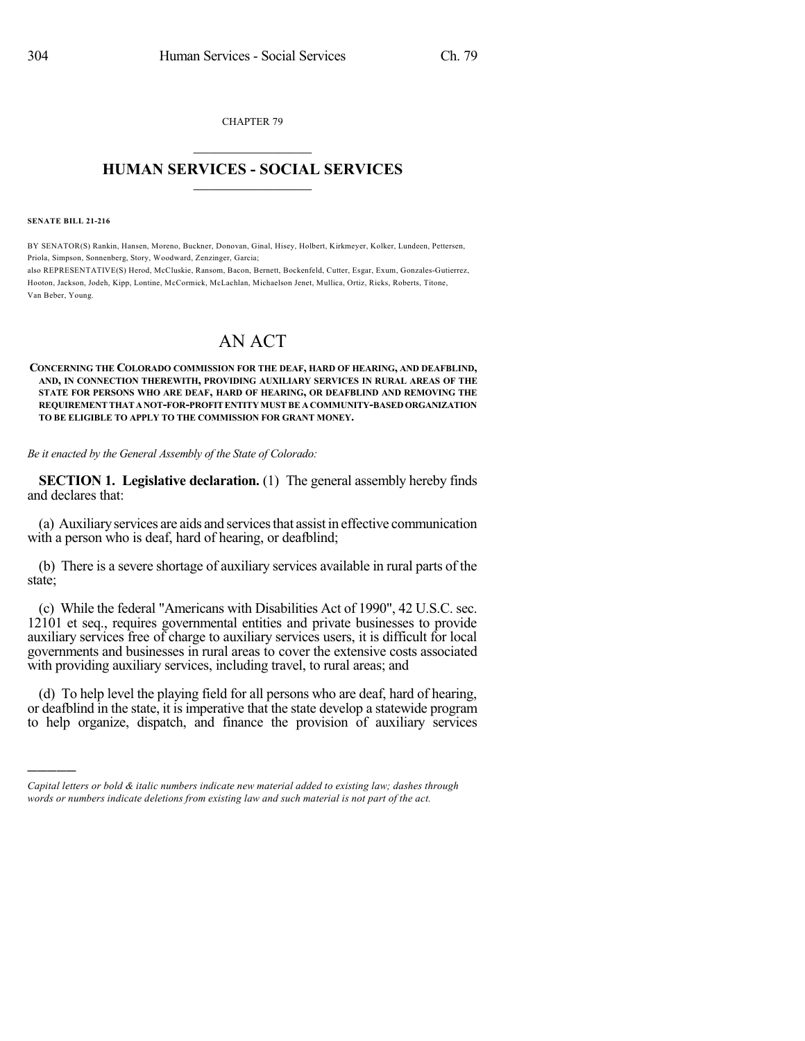CHAPTER 79

# HUMAN SERVICES - SOCIAL SERVICES

**SENATE BILL 21-216**

BY SENATOR(S) Rankin, Hansen, Moreno, Buckner, Donovan, Ginal, Hisey, Holbert, Kirkmeyer, Kolker, Lundeen, Pettersen, Priola, Simpson, Sonnenberg, Story, Woodward, Zenzinger, Garcia;
also REPRESENTATIVE(S) Herod, McCluskie, Ransom, Bacon, Bernett, Bockenfeld, Cutter, Esgar, Exum, Gonzales-Gutierrez, Hooton, Jackson, Jodeh, Kipp, Lontine, McCormick, McLachlan, Michaelson Jenet, Mullica, Ortiz, Ricks, Roberts, Titone, Van Beber, Young.

# AN ACT

**CONCERNING THE COLORADO COMMISSION FOR THE DEAF, HARD OF HEARING, AND DEAFBLIND, AND, IN CONNECTION THEREWITH, PROVIDING AUXILIARY SERVICES IN RURAL AREAS OF THE STATE FOR PERSONS WHO ARE DEAF, HARD OF HEARING, OR DEAFBLIND AND REMOVING THE REQUIREMENT THAT A NOT-FOR-PROFIT ENTITY MUST BE A COMMUNITY-BASED ORGANIZATION TO BE ELIGIBLE TO APPLY TO THE COMMISSION FOR GRANT MONEY.**

*Be it enacted by the General Assembly of the State of Colorado:*

**SECTION 1. Legislative declaration.** (1) The general assembly hereby finds and declares that:

(a) Auxiliary services are aids and services that assist in effective communication with a person who is deaf, hard of hearing, or deafblind;

(b) There is a severe shortage of auxiliary services available in rural parts of the state;

(c) While the federal "Americans with Disabilities Act of 1990", 42 U.S.C. sec. 12101 et seq., requires governmental entities and private businesses to provide auxiliary services free of charge to auxiliary services users, it is difficult for local governments and businesses in rural areas to cover the extensive costs associated with providing auxiliary services, including travel, to rural areas; and

(d) To help level the playing field for all persons who are deaf, hard of hearing, or deafblind in the state, it is imperative that the state develop a statewide program to help organize, dispatch, and finance the provision of auxiliary services

*Capital letters or bold & italic numbers indicate new material added to existing law; dashes through words or numbers indicate deletions from existing law and such material is not part of the act.*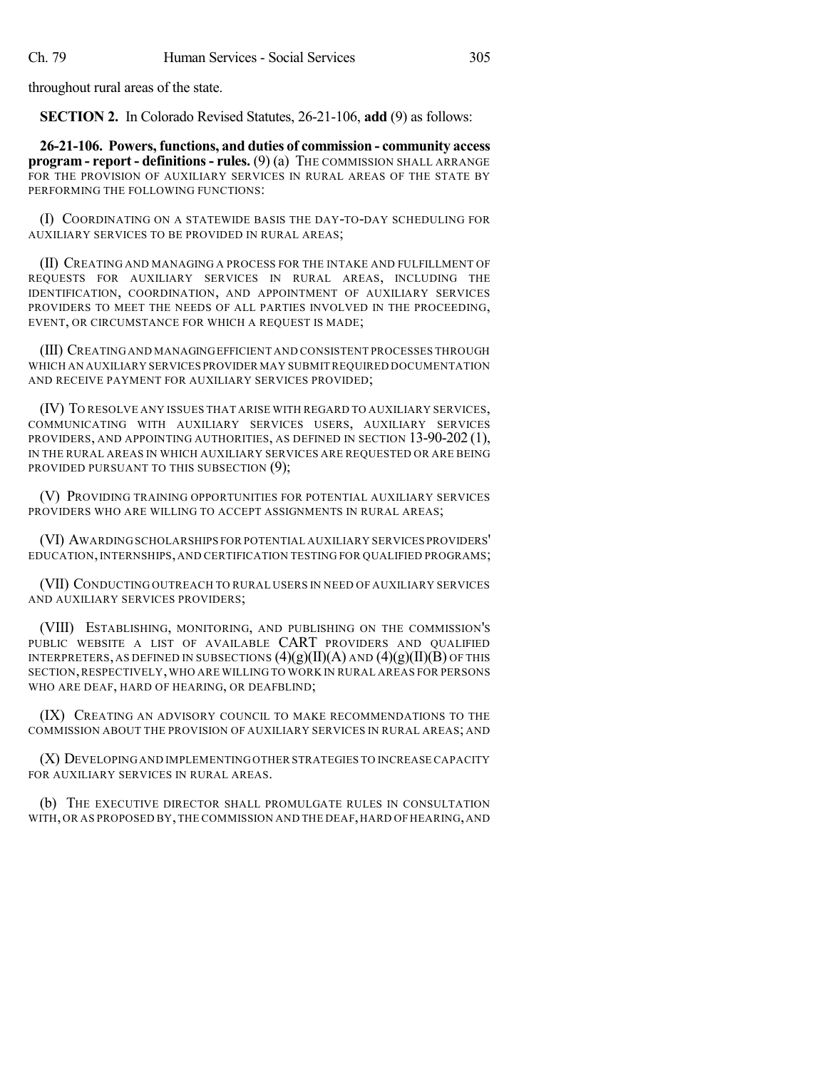throughout rural areas of the state.

**SECTION 2.** In Colorado Revised Statutes, 26-21-106, **add** (9) as follows:

**26-21-106. Powers, functions, and duties of commission - community access program - report - definitions - rules.** (9) (a) THE COMMISSION SHALL ARRANGE FOR THE PROVISION OF AUXILIARY SERVICES IN RURAL AREAS OF THE STATE BY PERFORMING THE FOLLOWING FUNCTIONS:

(I) COORDINATING ON A STATEWIDE BASIS THE DAY-TO-DAY SCHEDULING FOR AUXILIARY SERVICES TO BE PROVIDED IN RURAL AREAS;

(II) CREATING AND MANAGING A PROCESS FOR THE INTAKE AND FULFILLMENT OF REQUESTS FOR AUXILIARY SERVICES IN RURAL AREAS, INCLUDING THE IDENTIFICATION, COORDINATION, AND APPOINTMENT OF AUXILIARY SERVICES PROVIDERS TO MEET THE NEEDS OF ALL PARTIES INVOLVED IN THE PROCEEDING, EVENT, OR CIRCUMSTANCE FOR WHICH A REQUEST IS MADE;

(III) CREATING AND MANAGING EFFICIENT AND CONSISTENT PROCESSES THROUGH WHICH AN AUXILIARY SERVICES PROVIDER MAY SUBMIT REQUIRED DOCUMENTATION AND RECEIVE PAYMENT FOR AUXILIARY SERVICES PROVIDED;

(IV) TO RESOLVE ANY ISSUES THAT ARISE WITH REGARD TO AUXILIARY SERVICES, COMMUNICATING WITH AUXILIARY SERVICES USERS, AUXILIARY SERVICES PROVIDERS, AND APPOINTING AUTHORITIES, AS DEFINED IN SECTION 13-90-202 (1), IN THE RURAL AREAS IN WHICH AUXILIARY SERVICES ARE REQUESTED OR ARE BEING PROVIDED PURSUANT TO THIS SUBSECTION (9);

(V) PROVIDING TRAINING OPPORTUNITIES FOR POTENTIAL AUXILIARY SERVICES PROVIDERS WHO ARE WILLING TO ACCEPT ASSIGNMENTS IN RURAL AREAS;

(VI) AWARDING SCHOLARSHIPS FOR POTENTIAL AUXILIARY SERVICES PROVIDERS' EDUCATION, INTERNSHIPS, AND CERTIFICATION TESTING FOR QUALIFIED PROGRAMS;

(VII) CONDUCTING OUTREACH TO RURAL USERS IN NEED OF AUXILIARY SERVICES AND AUXILIARY SERVICES PROVIDERS;

(VIII) ESTABLISHING, MONITORING, AND PUBLISHING ON THE COMMISSION'S PUBLIC WEBSITE A LIST OF AVAILABLE CART PROVIDERS AND QUALIFIED INTERPRETERS, AS DEFINED IN SUBSECTIONS (4)(g)(II)(A) AND (4)(g)(II)(B) OF THIS SECTION, RESPECTIVELY, WHO ARE WILLING TO WORK IN RURAL AREAS FOR PERSONS WHO ARE DEAF, HARD OF HEARING, OR DEAFBLIND;

(IX) CREATING AN ADVISORY COUNCIL TO MAKE RECOMMENDATIONS TO THE COMMISSION ABOUT THE PROVISION OF AUXILIARY SERVICES IN RURAL AREAS; AND

(X) DEVELOPING AND IMPLEMENTING OTHER STRATEGIES TO INCREASE CAPACITY FOR AUXILIARY SERVICES IN RURAL AREAS.

(b) THE EXECUTIVE DIRECTOR SHALL PROMULGATE RULES IN CONSULTATION WITH, OR AS PROPOSED BY, THE COMMISSION AND THE DEAF, HARD OF HEARING, AND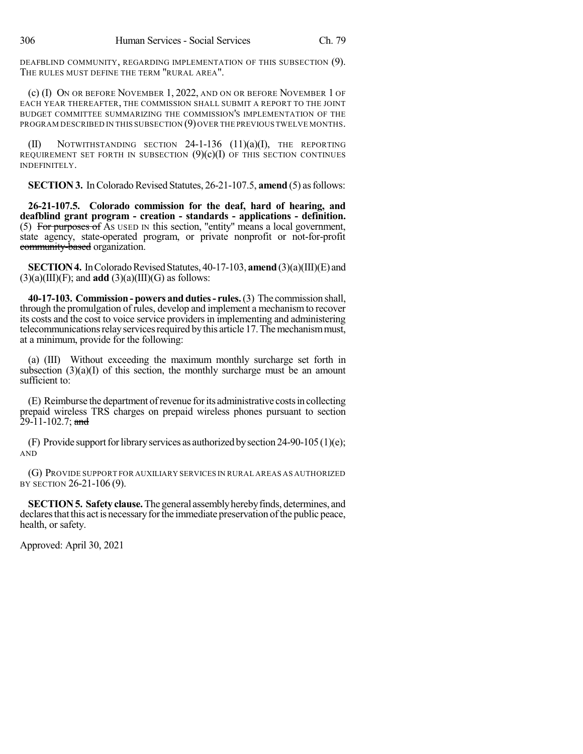DEAFBLIND COMMUNITY, REGARDING IMPLEMENTATION OF THIS SUBSECTION (9). THE RULES MUST DEFINE THE TERM "RURAL AREA".

(c) (I) ON OR BEFORE NOVEMBER 1, 2022, AND ON OR BEFORE NOVEMBER 1 OF EACH YEAR THEREAFTER, THE COMMISSION SHALL SUBMIT A REPORT TO THE JOINT BUDGET COMMITTEE SUMMARIZING THE COMMISSION'S IMPLEMENTATION OF THE PROGRAM DESCRIBED IN THIS SUBSECTION (9) OVER THE PREVIOUS TWELVE MONTHS.

(II) NOTWITHSTANDING SECTION 24-1-136 (11)(a)(I), THE REPORTING REQUIREMENT SET FORTH IN SUBSECTION (9)(c)(I) OF THIS SECTION CONTINUES INDEFINITELY.

**SECTION 3.** In Colorado Revised Statutes, 26-21-107.5, **amend** (5) as follows:

**26-21-107.5. Colorado commission for the deaf, hard of hearing, and deafblind grant program - creation - standards - applications - definition.** (5) ~~For purposes of~~ AS USED IN this section, "entity" means a local government, state agency, state-operated program, or private nonprofit or not-for-profit ~~community-based~~ organization.

**SECTION 4.** In Colorado Revised Statutes, 40-17-103, **amend** (3)(a)(III)(E) and (3)(a)(III)(F); and **add** (3)(a)(III)(G) as follows:

**40-17-103. Commission - powers and duties - rules.** (3) The commission shall, through the promulgation of rules, develop and implement a mechanism to recover its costs and the cost to voice service providers in implementing and administering telecommunications relay services required by this article 17. The mechanism must, at a minimum, provide for the following:

(a) (III) Without exceeding the maximum monthly surcharge set forth in subsection (3)(a)(I) of this section, the monthly surcharge must be an amount sufficient to:

(E) Reimburse the department of revenue for its administrative costs in collecting prepaid wireless TRS charges on prepaid wireless phones pursuant to section 29-11-102.7; ~~and~~

(F) Provide support for library services as authorized by section 24-90-105 (1)(e); AND

(G) PROVIDE SUPPORT FOR AUXILIARY SERVICES IN RURAL AREAS AS AUTHORIZED BY SECTION 26-21-106 (9).

**SECTION 5. Safety clause.** The general assembly hereby finds, determines, and declares that this act is necessary for the immediate preservation of the public peace, health, or safety.

Approved: April 30, 2021